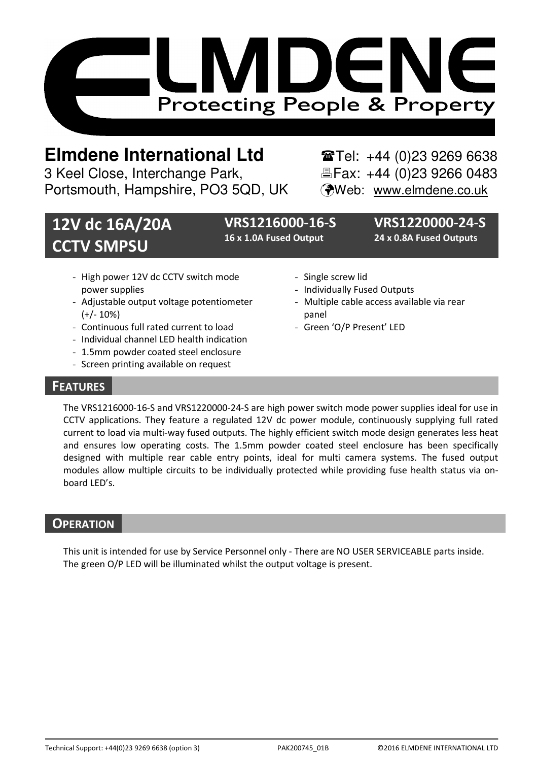# ELMDENE

Protecting People & Property

**Elmdene International Ltd**

3 Keel Close, Interchange Park,
Portsmouth, Hampshire, PO3 5QD, UK

☎Tel: +44 (0)23 9269 6638
🖷Fax: +44 (0)23 9266 0483
Web: www.elmdene.co.uk

## 12V dc 16A/20A CCTV SMPSU

**VRS1216000-16-S**
**16 x 1.0A Fused Output**

**VRS1220000-24-S**
**24 x 0.8A Fused Outputs**

- High power 12V dc CCTV switch mode power supplies
- Adjustable output voltage potentiometer (+/- 10%)
- Continuous full rated current to load
- Individual channel LED health indication
- 1.5mm powder coated steel enclosure
- Screen printing available on request
- Single screw lid
- Individually Fused Outputs
- Multiple cable access available via rear panel
- Green 'O/P Present' LED

## FEATURES

The VRS1216000-16-S and VRS1220000-24-S are high power switch mode power supplies ideal for use in CCTV applications. They feature a regulated 12V dc power module, continuously supplying full rated current to load via multi-way fused outputs. The highly efficient switch mode design generates less heat and ensures low operating costs. The 1.5mm powder coated steel enclosure has been specifically designed with multiple rear cable entry points, ideal for multi camera systems. The fused output modules allow multiple circuits to be individually protected while providing fuse health status via on-board LED's.

## OPERATION

This unit is intended for use by Service Personnel only - There are NO USER SERVICEABLE parts inside.
The green O/P LED will be illuminated whilst the output voltage is present.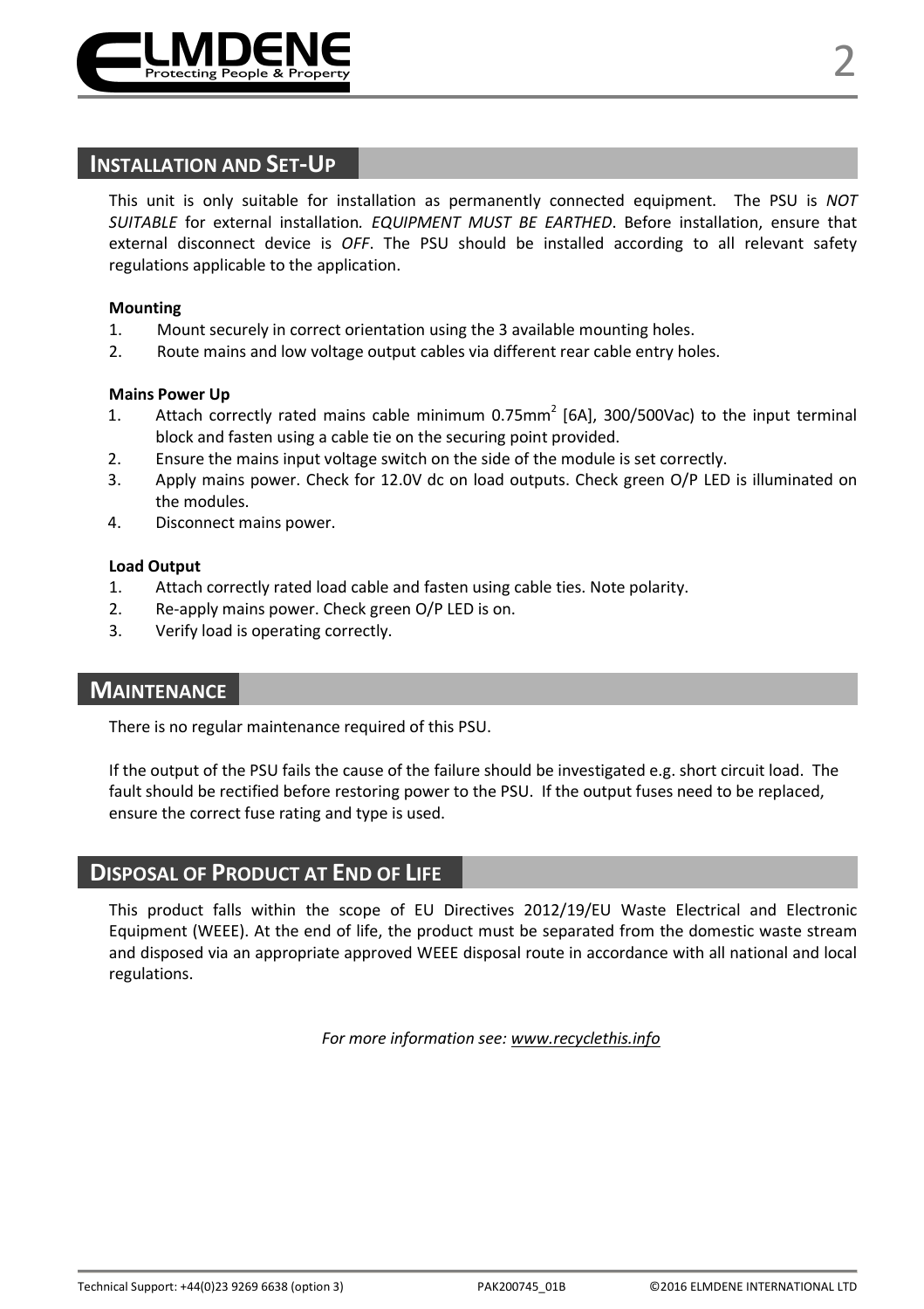## INSTALLATION AND SET-UP

This unit is only suitable for installation as permanently connected equipment. The PSU is *NOT SUITABLE* for external installation*. EQUIPMENT MUST BE EARTHED*. Before installation, ensure that external disconnect device is *OFF*. The PSU should be installed according to all relevant safety regulations applicable to the application.

**Mounting**

1. Mount securely in correct orientation using the 3 available mounting holes.
2. Route mains and low voltage output cables via different rear cable entry holes.

**Mains Power Up**

1. Attach correctly rated mains cable minimum 0.75mm$^2$ [6A], 300/500Vac) to the input terminal block and fasten using a cable tie on the securing point provided.
2. Ensure the mains input voltage switch on the side of the module is set correctly.
3. Apply mains power. Check for 12.0V dc on load outputs. Check green O/P LED is illuminated on the modules.
4. Disconnect mains power.

**Load Output**

1. Attach correctly rated load cable and fasten using cable ties. Note polarity.
2. Re-apply mains power. Check green O/P LED is on.
3. Verify load is operating correctly.

## MAINTENANCE

There is no regular maintenance required of this PSU.

If the output of the PSU fails the cause of the failure should be investigated e.g. short circuit load. The fault should be rectified before restoring power to the PSU. If the output fuses need to be replaced, ensure the correct fuse rating and type is used.

## DISPOSAL OF PRODUCT AT END OF LIFE

This product falls within the scope of EU Directives 2012/19/EU Waste Electrical and Electronic Equipment (WEEE). At the end of life, the product must be separated from the domestic waste stream and disposed via an appropriate approved WEEE disposal route in accordance with all national and local regulations.

*For more information see: www.recyclethis.info*

Technical Support: +44(0)23 9269 6638 (option 3) PAK200745_01B ©2016 ELMDENE INTERNATIONAL LTD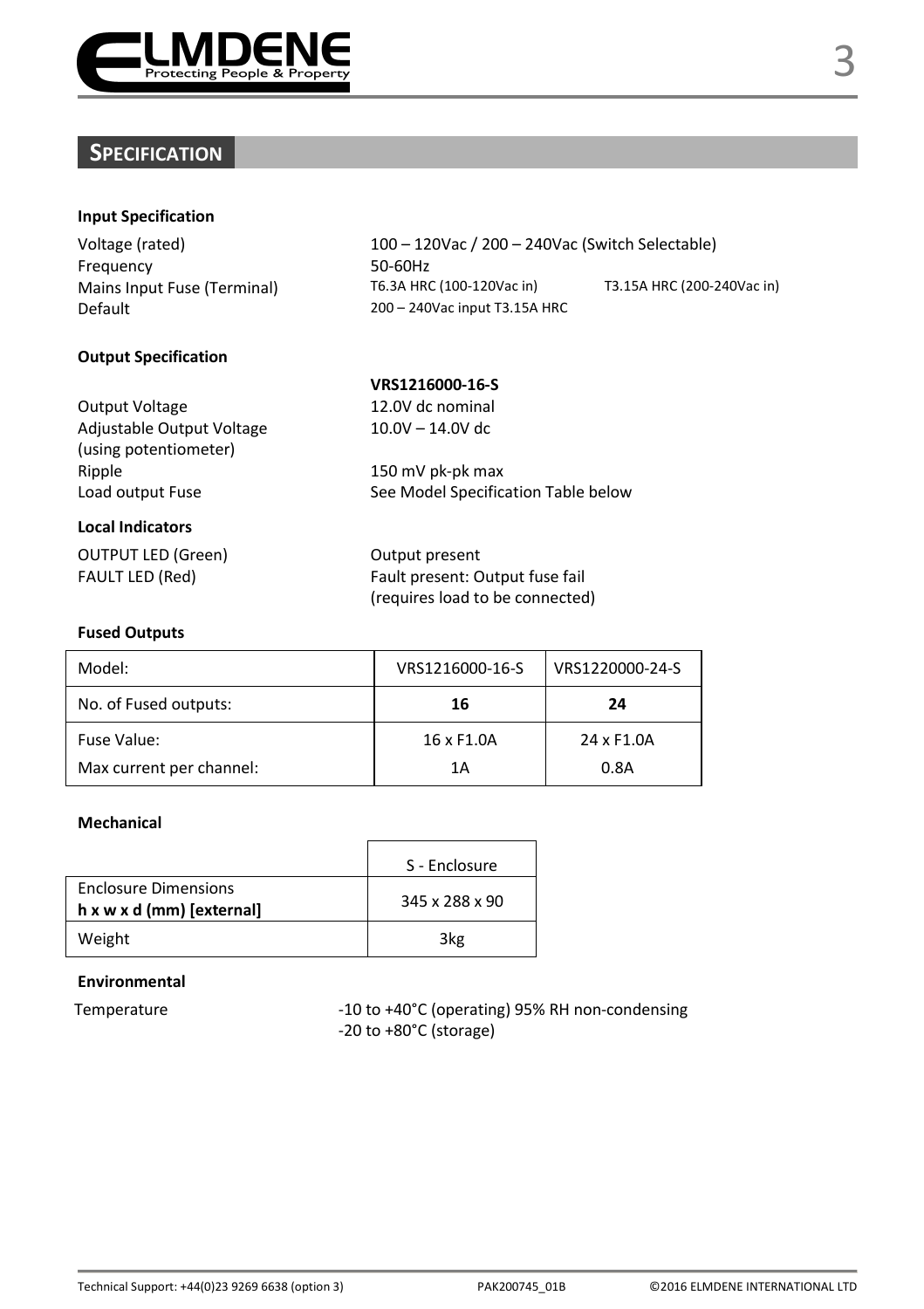## Specification

### Input Specification

| | | |
|---|---|---|
| Voltage (rated) | 100 – 120Vac / 200 – 240Vac (Switch Selectable) | |
| Frequency | 50-60Hz | |
| Mains Input Fuse (Terminal) | T6.3A HRC (100-120Vac in) | T3.15A HRC (200-240Vac in) |
| Default | 200 – 240Vac input T3.15A HRC | |

### Output Specification

| | **VRS1216000-16-S** |
|---|---|
| Output Voltage | 12.0V dc nominal |
| Adjustable Output Voltage (using potentiometer) | 10.0V – 14.0V dc |
| Ripple | 150 mV pk-pk max |
| Load output Fuse | See Model Specification Table below |

### Local Indicators

| | |
|---|---|
| OUTPUT LED (Green) | Output present |
| FAULT LED (Red) | Fault present: Output fuse fail (requires load to be connected) |

### Fused Outputs

| Model: | VRS1216000-16-S | VRS1220000-24-S |
|---|---|---|
| No. of Fused outputs: | **16** | **24** |
| Fuse Value:<br>Max current per channel: | 16 x F1.0A<br>1A | 24 x F1.0A<br>0.8A |

### Mechanical

| | S - Enclosure |
|---|---|
| Enclosure Dimensions **h x w x d (mm) [external]** | 345 x 288 x 90 |
| Weight | 3kg |

### Environmental

| | |
|---|---|
| Temperature | -10 to +40°C (operating) 95% RH non-condensing<br>-20 to +80°C (storage) |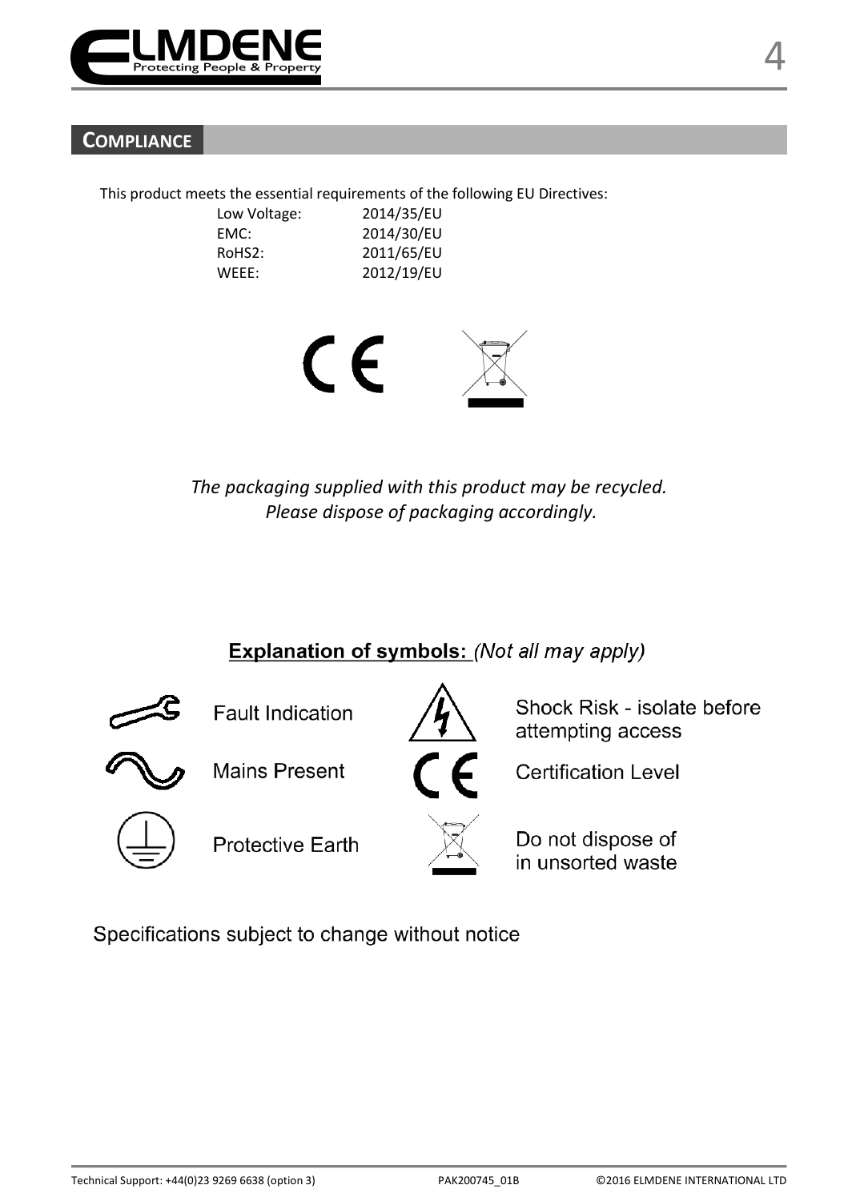## COMPLIANCE

This product meets the essential requirements of the following EU Directives:

| | |
|---|---|
| Low Voltage: | 2014/35/EU |
| EMC: | 2014/30/EU |
| RoHS2: | 2011/65/EU |
| WEEE: | 2012/19/EU |

*The packaging supplied with this product may be recycled.*
*Please dispose of packaging accordingly.*

**Explanation of symbols:** *(Not all may apply)*

Fault Indication

Mains Present

Protective Earth

Shock Risk - isolate before attempting access

Certification Level

Do not dispose of in unsorted waste

Specifications subject to change without notice

Technical Support: +44(0)23 9269 6638 (option 3)    PAK200745_01B    ©2016 ELMDENE INTERNATIONAL LTD